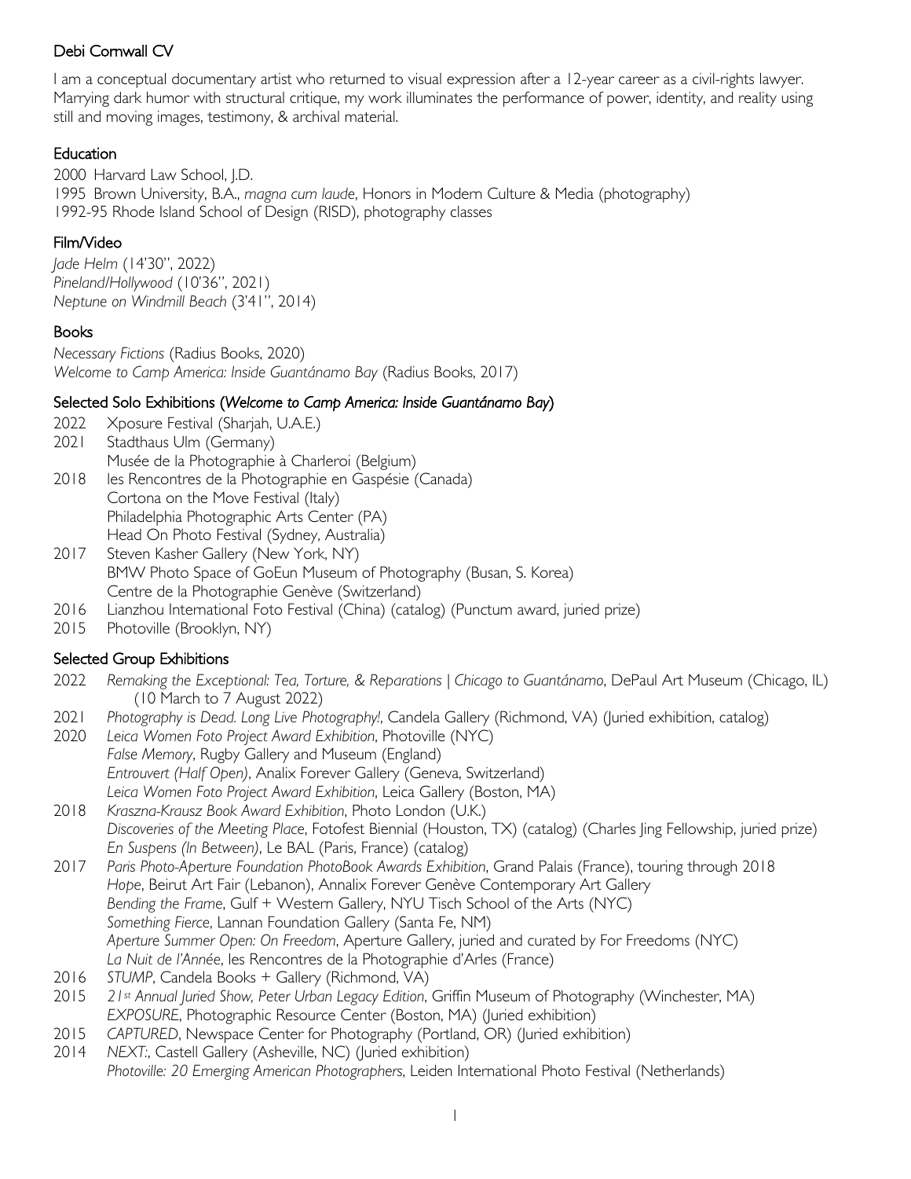# Debi Cornwall CV

I am a conceptual documentary artist who returned to visual expression after a 12-year career as a civil-rights lawyer. Marrying dark humor with structural critique, my work illuminates the performance of power, identity, and reality using still and moving images, testimony, & archival material.

## Education

2000 Harvard Law School, J.D.
1995 Brown University, B.A., *magna cum laude*, Honors in Modern Culture & Media (photography)
1992-95 Rhode Island School of Design (RISD), photography classes

## Film/Video

*Jade Helm* (14'30", 2022)
*Pineland/Hollywood* (10'36", 2021)
*Neptune on Windmill Beach* (3'41", 2014)

## Books

*Necessary Fictions* (Radius Books, 2020)
*Welcome to Camp America: Inside Guantánamo Bay* (Radius Books, 2017)

## Selected Solo Exhibitions (*Welcome to Camp America: Inside Guantánamo Bay*)

2022 Xposure Festival (Sharjah, U.A.E.)
2021 Stadthaus Ulm (Germany)
Musée de la Photographie à Charleroi (Belgium)
2018 les Rencontres de la Photographie en Gaspésie (Canada)
Cortona on the Move Festival (Italy)
Philadelphia Photographic Arts Center (PA)
Head On Photo Festival (Sydney, Australia)
2017 Steven Kasher Gallery (New York, NY)
BMW Photo Space of GoEun Museum of Photography (Busan, S. Korea)
Centre de la Photographie Genève (Switzerland)
2016 Lianzhou International Foto Festival (China) (catalog) (Punctum award, juried prize)
2015 Photoville (Brooklyn, NY)

## Selected Group Exhibitions

2022 *Remaking the Exceptional: Tea, Torture, & Reparations | Chicago to Guantánamo*, DePaul Art Museum (Chicago, IL) (10 March to 7 August 2022)
2021 *Photography is Dead. Long Live Photography!*, Candela Gallery (Richmond, VA) (Juried exhibition, catalog)
2020 *Leica Women Foto Project Award Exhibition*, Photoville (NYC)
*False Memory*, Rugby Gallery and Museum (England)
*Entrouvert (Half Open)*, Analix Forever Gallery (Geneva, Switzerland)
*Leica Women Foto Project Award Exhibition*, Leica Gallery (Boston, MA)
2018 *Kraszna-Krausz Book Award Exhibition*, Photo London (U.K.)
*Discoveries of the Meeting Place*, Fotofest Biennial (Houston, TX) (catalog) (Charles Jing Fellowship, juried prize)
*En Suspens (In Between)*, Le BAL (Paris, France) (catalog)
2017 *Paris Photo-Aperture Foundation PhotoBook Awards Exhibition*, Grand Palais (France), touring through 2018
*Hope*, Beirut Art Fair (Lebanon), Annalix Forever Genève Contemporary Art Gallery
*Bending the Frame*, Gulf + Western Gallery, NYU Tisch School of the Arts (NYC)
*Something Fierce*, Lannan Foundation Gallery (Santa Fe, NM)
*Aperture Summer Open: On Freedom*, Aperture Gallery, juried and curated by For Freedoms (NYC)
*La Nuit de l'Année*, les Rencontres de la Photographie d'Arles (France)
2016 *STUMP*, Candela Books + Gallery (Richmond, VA)
2015 *21st Annual Juried Show, Peter Urban Legacy Edition*, Griffin Museum of Photography (Winchester, MA)
*EXPOSURE*, Photographic Resource Center (Boston, MA) (Juried exhibition)
2015 *CAPTURED*, Newspace Center for Photography (Portland, OR) (Juried exhibition)
2014 *NEXT:*, Castell Gallery (Asheville, NC) (Juried exhibition)
*Photoville: 20 Emerging American Photographers*, Leiden International Photo Festival (Netherlands)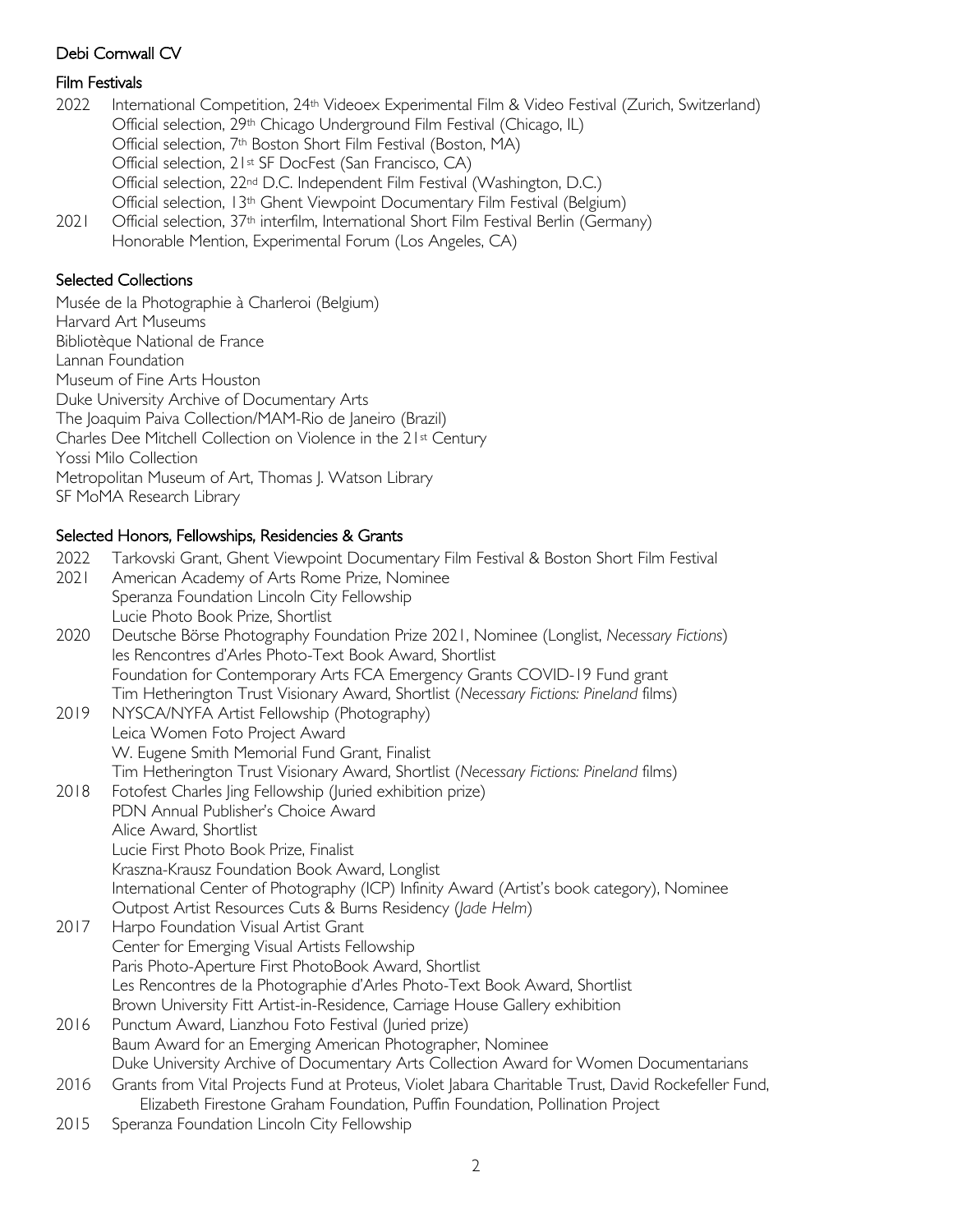# Debi Cornwall CV

## Film Festivals

2022 International Competition, 24th Videoex Experimental Film & Video Festival (Zurich, Switzerland)
Official selection, 29th Chicago Underground Film Festival (Chicago, IL)
Official selection, 7th Boston Short Film Festival (Boston, MA)
Official selection, 21st SF DocFest (San Francisco, CA)
Official selection, 22nd D.C. Independent Film Festival (Washington, D.C.)
Official selection, 13th Ghent Viewpoint Documentary Film Festival (Belgium)

2021 Official selection, 37th interfilm, International Short Film Festival Berlin (Germany)
Honorable Mention, Experimental Forum (Los Angeles, CA)

## Selected Collections

Musée de la Photographie à Charleroi (Belgium)
Harvard Art Museums
Bibliotèque National de France
Lannan Foundation
Museum of Fine Arts Houston
Duke University Archive of Documentary Arts
The Joaquim Paiva Collection/MAM-Rio de Janeiro (Brazil)
Charles Dee Mitchell Collection on Violence in the 21st Century
Yossi Milo Collection
Metropolitan Museum of Art, Thomas J. Watson Library
SF MoMA Research Library

## Selected Honors, Fellowships, Residencies & Grants

2022 Tarkovski Grant, Ghent Viewpoint Documentary Film Festival & Boston Short Film Festival

2021 American Academy of Arts Rome Prize, Nominee
Speranza Foundation Lincoln City Fellowship
Lucie Photo Book Prize, Shortlist

2020 Deutsche Börse Photography Foundation Prize 2021, Nominee (Longlist, *Necessary Fictions*)
les Rencontres d'Arles Photo-Text Book Award, Shortlist
Foundation for Contemporary Arts FCA Emergency Grants COVID-19 Fund grant
Tim Hetherington Trust Visionary Award, Shortlist (*Necessary Fictions: Pineland* films)

2019 NYSCA/NYFA Artist Fellowship (Photography)
Leica Women Foto Project Award
W. Eugene Smith Memorial Fund Grant, Finalist
Tim Hetherington Trust Visionary Award, Shortlist (*Necessary Fictions: Pineland* films)

2018 Fotofest Charles Jing Fellowship (Juried exhibition prize)
PDN Annual Publisher's Choice Award
Alice Award, Shortlist
Lucie First Photo Book Prize, Finalist
Kraszna-Krausz Foundation Book Award, Longlist
International Center of Photography (ICP) Infinity Award (Artist's book category), Nominee
Outpost Artist Resources Cuts & Burns Residency (*Jade Helm*)

2017 Harpo Foundation Visual Artist Grant
Center for Emerging Visual Artists Fellowship
Paris Photo-Aperture First PhotoBook Award, Shortlist
Les Rencontres de la Photographie d'Arles Photo-Text Book Award, Shortlist
Brown University Fitt Artist-in-Residence, Carriage House Gallery exhibition

2016 Punctum Award, Lianzhou Foto Festival (Juried prize)
Baum Award for an Emerging American Photographer, Nominee
Duke University Archive of Documentary Arts Collection Award for Women Documentarians

2016 Grants from Vital Projects Fund at Proteus, Violet Jabara Charitable Trust, David Rockefeller Fund, Elizabeth Firestone Graham Foundation, Puffin Foundation, Pollination Project

2015 Speranza Foundation Lincoln City Fellowship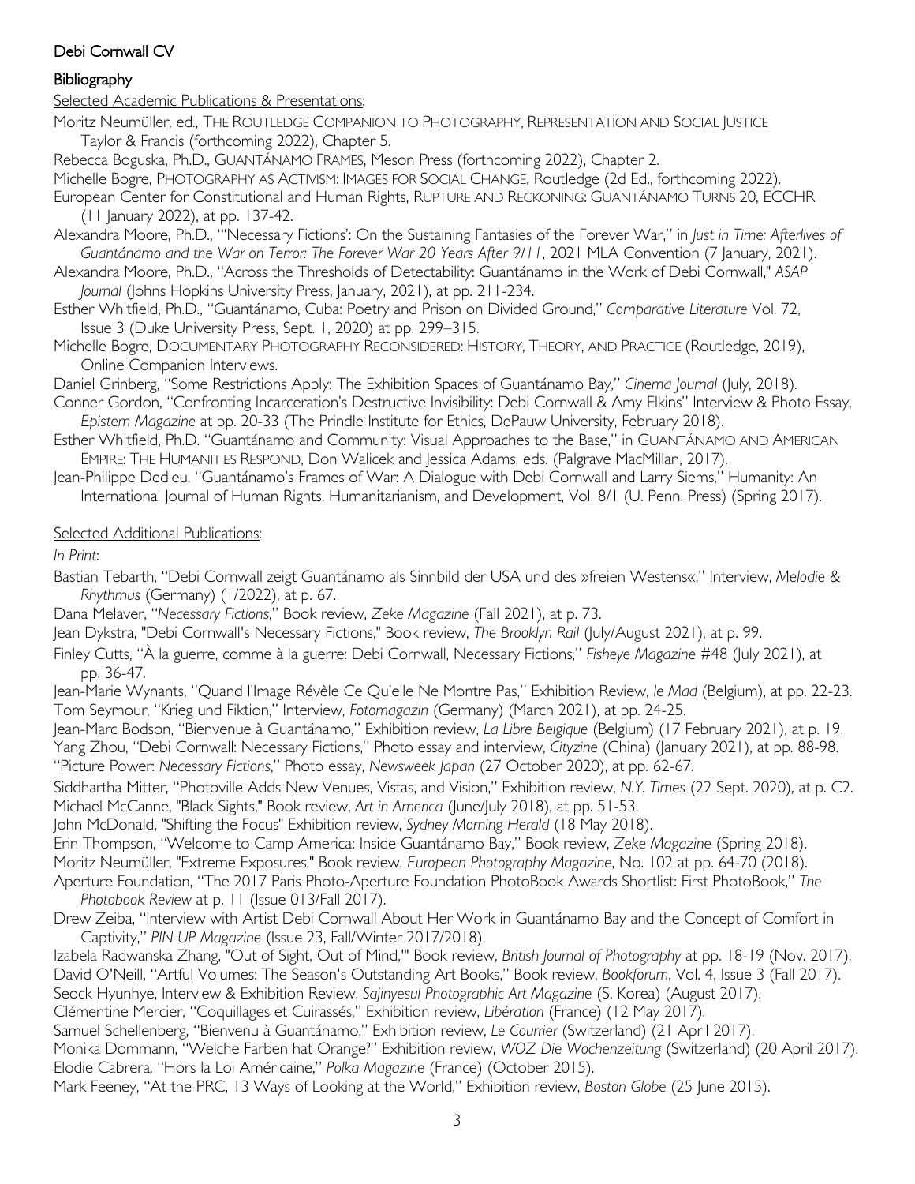**Debi Cornwall CV**

**Bibliography**

Selected Academic Publications & Presentations:

Moritz Neumüller, ed., THE ROUTLEDGE COMPANION TO PHOTOGRAPHY, REPRESENTATION AND SOCIAL JUSTICE Taylor & Francis (forthcoming 2022), Chapter 5.

Rebecca Boguska, Ph.D., GUANTÁNAMO FRAMES, Meson Press (forthcoming 2022), Chapter 2.

Michelle Bogre, PHOTOGRAPHY AS ACTIVISM: IMAGES FOR SOCIAL CHANGE, Routledge (2d Ed., forthcoming 2022).

European Center for Constitutional and Human Rights, RUPTURE AND RECKONING: GUANTÁNAMO TURNS 20, ECCHR (11 January 2022), at pp. 137-42.

Alexandra Moore, Ph.D., "'Necessary Fictions': On the Sustaining Fantasies of the Forever War," in *Just in Time: Afterlives of Guantánamo and the War on Terror: The Forever War 20 Years After 9/11*, 2021 MLA Convention (7 January, 2021).

Alexandra Moore, Ph.D., "Across the Thresholds of Detectability: Guantánamo in the Work of Debi Cornwall," *ASAP Journal* (Johns Hopkins University Press, January, 2021), at pp. 211-234.

Esther Whitfield, Ph.D., "Guantánamo, Cuba: Poetry and Prison on Divided Ground," *Comparative Literature* Vol. 72, Issue 3 (Duke University Press, Sept. 1, 2020) at pp. 299–315.

Michelle Bogre, DOCUMENTARY PHOTOGRAPHY RECONSIDERED: HISTORY, THEORY, AND PRACTICE (Routledge, 2019), Online Companion Interviews.

Daniel Grinberg, "Some Restrictions Apply: The Exhibition Spaces of Guantánamo Bay," *Cinema Journal* (July, 2018).

Conner Gordon, "Confronting Incarceration's Destructive Invisibility: Debi Cornwall & Amy Elkins" Interview & Photo Essay, *Epistem Magazine* at pp. 20-33 (The Prindle Institute for Ethics, DePauw University, February 2018).

Esther Whitfield, Ph.D. "Guantánamo and Community: Visual Approaches to the Base," in GUANTÁNAMO AND AMERICAN EMPIRE: THE HUMANITIES RESPOND, Don Walicek and Jessica Adams, eds. (Palgrave MacMillan, 2017).

Jean-Philippe Dedieu, "Guantánamo's Frames of War: A Dialogue with Debi Cornwall and Larry Siems," Humanity: An International Journal of Human Rights, Humanitarianism, and Development, Vol. 8/1 (U. Penn. Press) (Spring 2017).

Selected Additional Publications:

*In Print*:

Bastian Tebarth, "Debi Cornwall zeigt Guantánamo als Sinnbild der USA und des »freien Westens«," Interview, *Melodie & Rhythmus* (Germany) (1/2022), at p. 67.

Dana Melaver, "*Necessary Fictions*," Book review, *Zeke Magazine* (Fall 2021), at p. 73.

Jean Dykstra, "Debi Cornwall's Necessary Fictions," Book review, *The Brooklyn Rail* (July/August 2021), at p. 99.

Finley Cutts, "À la guerre, comme à la guerre: Debi Cornwall, Necessary Fictions," *Fisheye Magazine* #48 (July 2021), at pp. 36-47.

Jean-Marie Wynants, "Quand l'Image Révèle Ce Qu'elle Ne Montre Pas," Exhibition Review, *le Mad* (Belgium), at pp. 22-23.

Tom Seymour, "Krieg und Fiktion," Interview, *Fotomagazin* (Germany) (March 2021), at pp. 24-25.

Jean-Marc Bodson, "Bienvenue à Guantánamo," Exhibition review, *La Libre Belgique* (Belgium) (17 February 2021), at p. 19.

Yang Zhou, "Debi Cornwall: Necessary Fictions," Photo essay and interview, *Cityzine* (China) (January 2021), at pp. 88-98.

"Picture Power: *Necessary Fictions*," Photo essay, *Newsweek Japan* (27 October 2020), at pp. 62-67.

Siddhartha Mitter, "Photoville Adds New Venues, Vistas, and Vision," Exhibition review, *N.Y. Times* (22 Sept. 2020), at p. C2.

Michael McCanne, "Black Sights," Book review, *Art in America* (June/July 2018), at pp. 51-53.

John McDonald, "Shifting the Focus" Exhibition review, *Sydney Morning Herald* (18 May 2018).

Erin Thompson, "Welcome to Camp America: Inside Guantánamo Bay," Book review, *Zeke Magazine* (Spring 2018).

Moritz Neumüller, "Extreme Exposures," Book review, *European Photography Magazine*, No. 102 at pp. 64-70 (2018).

Aperture Foundation, "The 2017 Paris Photo-Aperture Foundation PhotoBook Awards Shortlist: First PhotoBook," *The Photobook Review* at p. 11 (Issue 013/Fall 2017).

Drew Zeiba, "Interview with Artist Debi Cornwall About Her Work in Guantánamo Bay and the Concept of Comfort in Captivity," *PIN-UP Magazine* (Issue 23, Fall/Winter 2017/2018).

Izabela Radwanska Zhang, "Out of Sight, Out of Mind,'" Book review, *British Journal of Photography* at pp. 18-19 (Nov. 2017).

David O'Neill, "Artful Volumes: The Season's Outstanding Art Books," Book review, *Bookforum*, Vol. 4, Issue 3 (Fall 2017).

Seock Hyunhye, Interview & Exhibition Review, *Sajinyesul Photographic Art Magazine* (S. Korea) (August 2017).

Clémentine Mercier, "Coquillages et Cuirassés," Exhibition review, *Libération* (France) (12 May 2017).

Samuel Schellenberg, "Bienvenu à Guantánamo," Exhibition review, *Le Courrier* (Switzerland) (21 April 2017).

Monika Dommann, "Welche Farben hat Orange?" Exhibition review, *WOZ Die Wochenzeitung* (Switzerland) (20 April 2017).

Elodie Cabrera, "Hors la Loi Américaine," *Polka Magazine* (France) (October 2015).

Mark Feeney, "At the PRC, 13 Ways of Looking at the World," Exhibition review, *Boston Globe* (25 June 2015).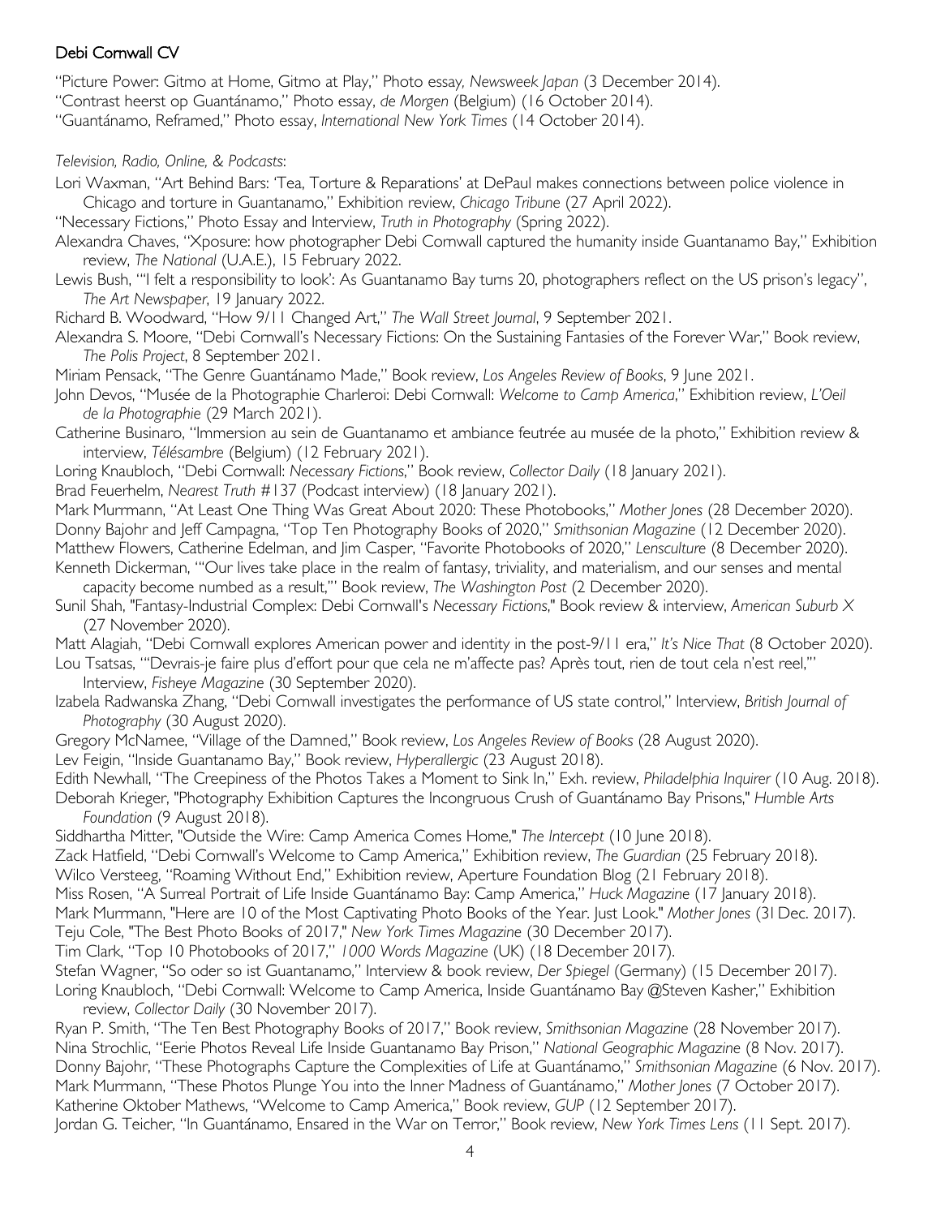"Picture Power: Gitmo at Home, Gitmo at Play," Photo essay, *Newsweek Japan* (3 December 2014).
"Contrast heerst op Guantánamo," Photo essay, *de Morgen* (Belgium) (16 October 2014).
"Guantánamo, Reframed," Photo essay, *International New York Times* (14 October 2014).

*Television, Radio, Online, & Podcasts*:

Lori Waxman, "Art Behind Bars: 'Tea, Torture & Reparations' at DePaul makes connections between police violence in Chicago and torture in Guantanamo," Exhibition review, *Chicago Tribune* (27 April 2022).
"Necessary Fictions," Photo Essay and Interview, *Truth in Photography* (Spring 2022).
Alexandra Chaves, "Xposure: how photographer Debi Cornwall captured the humanity inside Guantanamo Bay," Exhibition review, *The National* (U.A.E.), 15 February 2022.
Lewis Bush, "'I felt a responsibility to look': As Guantanamo Bay turns 20, photographers reflect on the US prison's legacy", *The Art Newspaper*, 19 January 2022.
Richard B. Woodward, "How 9/11 Changed Art," *The Wall Street Journal*, 9 September 2021.
Alexandra S. Moore, "Debi Cornwall's Necessary Fictions: On the Sustaining Fantasies of the Forever War," Book review, *The Polis Project*, 8 September 2021.
Miriam Pensack, "The Genre Guantánamo Made," Book review, *Los Angeles Review of Books*, 9 June 2021.
John Devos, "Musée de la Photographie Charleroi: Debi Cornwall: *Welcome to Camp America*," Exhibition review, *L'Oeil de la Photographie* (29 March 2021).
Catherine Businaro, "Immersion au sein de Guantanamo et ambiance feutrée au musée de la photo," Exhibition review & interview, *Télésambre* (Belgium) (12 February 2021).
Loring Knaubloch, "Debi Cornwall: *Necessary Fictions*," Book review, *Collector Daily* (18 January 2021).
Brad Feuerhelm, *Nearest Truth* #137 (Podcast interview) (18 January 2021).
Mark Murrmann, "At Least One Thing Was Great About 2020: These Photobooks," *Mother Jones* (28 December 2020).
Donny Bajohr and Jeff Campagna, "Top Ten Photography Books of 2020," *Smithsonian Magazine* (12 December 2020).
Matthew Flowers, Catherine Edelman, and Jim Casper, "Favorite Photobooks of 2020," *Lensculture* (8 December 2020).
Kenneth Dickerman, "'Our lives take place in the realm of fantasy, triviality, and materialism, and our senses and mental capacity become numbed as a result,'" Book review, *The Washington Post* (2 December 2020).
Sunil Shah, "Fantasy-Industrial Complex: Debi Cornwall's *Necessary Fictions*," Book review & interview, *American Suburb X* (27 November 2020).
Matt Alagiah, "Debi Cornwall explores American power and identity in the post-9/11 era," *It's Nice That* (8 October 2020).
Lou Tsatsas, "'Devrais-je faire plus d'effort pour que cela ne m'affecte pas? Après tout, rien de tout cela n'est reel,'" Interview, *Fisheye Magazine* (30 September 2020).
Izabela Radwanska Zhang, "Debi Cornwall investigates the performance of US state control," Interview, *British Journal of Photography* (30 August 2020).
Gregory McNamee, "Village of the Damned," Book review, *Los Angeles Review of Books* (28 August 2020).
Lev Feigin, "Inside Guantanamo Bay," Book review, *Hyperallergic* (23 August 2018).
Edith Newhall, "The Creepiness of the Photos Takes a Moment to Sink In," Exh. review, *Philadelphia Inquirer* (10 Aug. 2018).
Deborah Krieger, "Photography Exhibition Captures the Incongruous Crush of Guantánamo Bay Prisons," *Humble Arts Foundation* (9 August 2018).
Siddhartha Mitter, "Outside the Wire: Camp America Comes Home," *The Intercept* (10 June 2018).
Zack Hatfield, "Debi Cornwall's Welcome to Camp America," Exhibition review, *The Guardian* (25 February 2018).
Wilco Versteeg, "Roaming Without End," Exhibition review, Aperture Foundation Blog (21 February 2018).
Miss Rosen, "A Surreal Portrait of Life Inside Guantánamo Bay: Camp America," *Huck Magazine* (17 January 2018).
Mark Murrmann, "Here are 10 of the Most Captivating Photo Books of the Year. Just Look." *Mother Jones* (31Dec. 2017).
Teju Cole, "The Best Photo Books of 2017," *New York Times Magazine* (30 December 2017).
Tim Clark, "Top 10 Photobooks of 2017," *1000 Words Magazine* (UK) (18 December 2017).
Stefan Wagner, "So oder so ist Guantanamo," Interview & book review, *Der Spiegel* (Germany) (15 December 2017).
Loring Knaubloch, "Debi Cornwall: Welcome to Camp America, Inside Guantánamo Bay @Steven Kasher," Exhibition review, *Collector Daily* (30 November 2017).
Ryan P. Smith, "The Ten Best Photography Books of 2017," Book review, *Smithsonian Magazine* (28 November 2017).
Nina Strochlic, "Eerie Photos Reveal Life Inside Guantanamo Bay Prison," *National Geographic Magazine* (8 Nov. 2017).
Donny Bajohr, "These Photographs Capture the Complexities of Life at Guantánamo," *Smithsonian Magazine* (6 Nov. 2017).
Mark Murrmann, "These Photos Plunge You into the Inner Madness of Guantánamo," *Mother Jones* (7 October 2017).
Katherine Oktober Mathews, "Welcome to Camp America," Book review, *GUP* (12 September 2017).
Jordan G. Teicher, "In Guantánamo, Ensared in the War on Terror," Book review, *New York Times Lens* (11 Sept. 2017).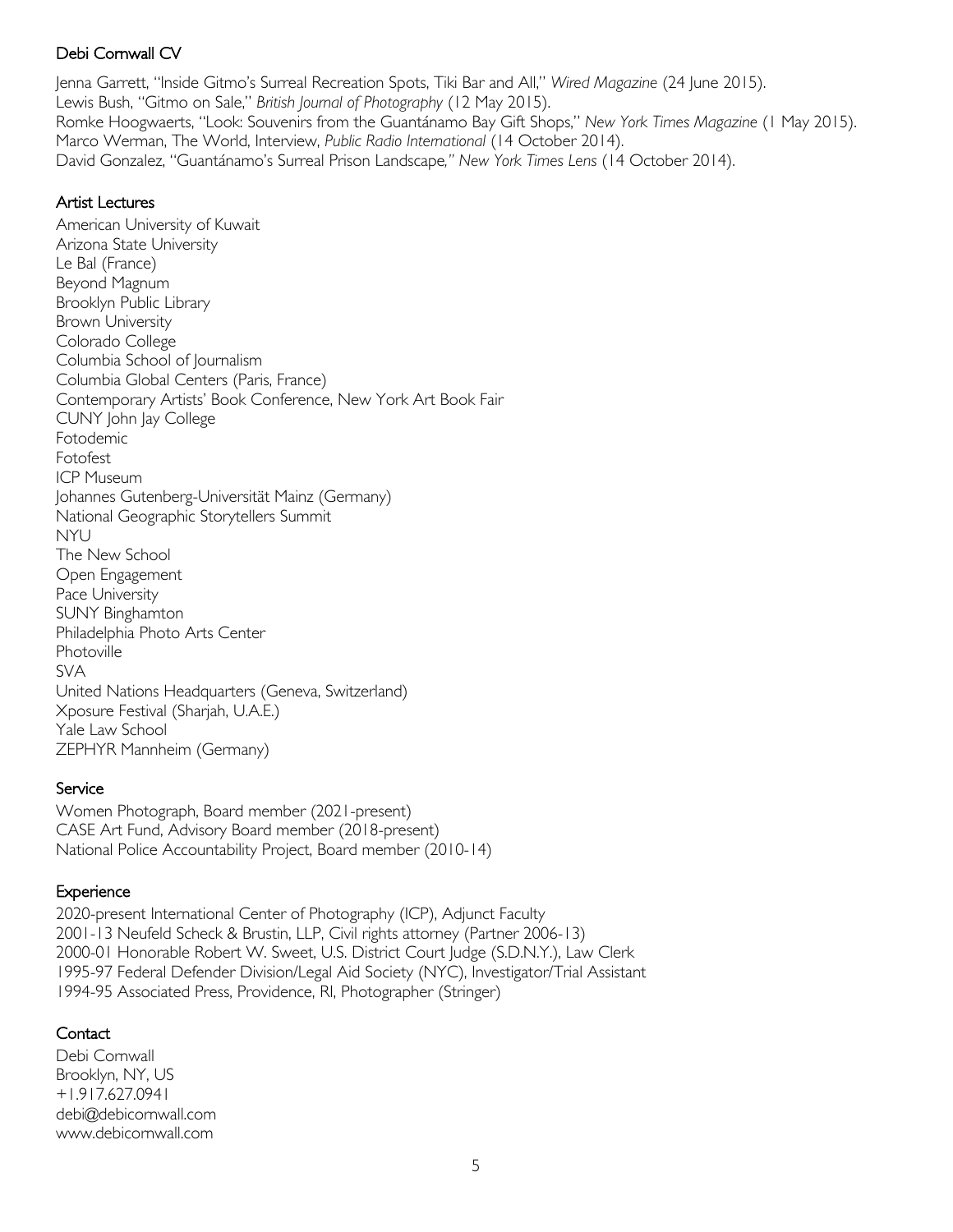Jenna Garrett, "Inside Gitmo's Surreal Recreation Spots, Tiki Bar and All," *Wired Magazine* (24 June 2015).
Lewis Bush, "Gitmo on Sale," *British Journal of Photography* (12 May 2015).
Romke Hoogwaerts, "Look: Souvenirs from the Guantánamo Bay Gift Shops," *New York Times Magazine* (1 May 2015).
Marco Werman, The World, Interview, *Public Radio International* (14 October 2014).
David Gonzalez, "Guantánamo's Surreal Prison Landscape," *New York Times Lens* (14 October 2014).

## Artist Lectures

American University of Kuwait
Arizona State University
Le Bal (France)
Beyond Magnum
Brooklyn Public Library
Brown University
Colorado College
Columbia School of Journalism
Columbia Global Centers (Paris, France)
Contemporary Artists' Book Conference, New York Art Book Fair
CUNY John Jay College
Fotodemic
Fotofest
ICP Museum
Johannes Gutenberg-Universität Mainz (Germany)
National Geographic Storytellers Summit
NYU
The New School
Open Engagement
Pace University
SUNY Binghamton
Philadelphia Photo Arts Center
Photoville
SVA
United Nations Headquarters (Geneva, Switzerland)
Xposure Festival (Sharjah, U.A.E.)
Yale Law School
ZEPHYR Mannheim (Germany)

## Service

Women Photograph, Board member (2021-present)
CASE Art Fund, Advisory Board member (2018-present)
National Police Accountability Project, Board member (2010-14)

## Experience

2020-present International Center of Photography (ICP), Adjunct Faculty
2001-13 Neufeld Scheck & Brustin, LLP, Civil rights attorney (Partner 2006-13)
2000-01 Honorable Robert W. Sweet, U.S. District Court Judge (S.D.N.Y.), Law Clerk
1995-97 Federal Defender Division/Legal Aid Society (NYC), Investigator/Trial Assistant
1994-95 Associated Press, Providence, RI, Photographer (Stringer)

## Contact

Debi Cornwall
Brooklyn, NY, US
+1.917.627.0941
debi@debicornwall.com
www.debicornwall.com